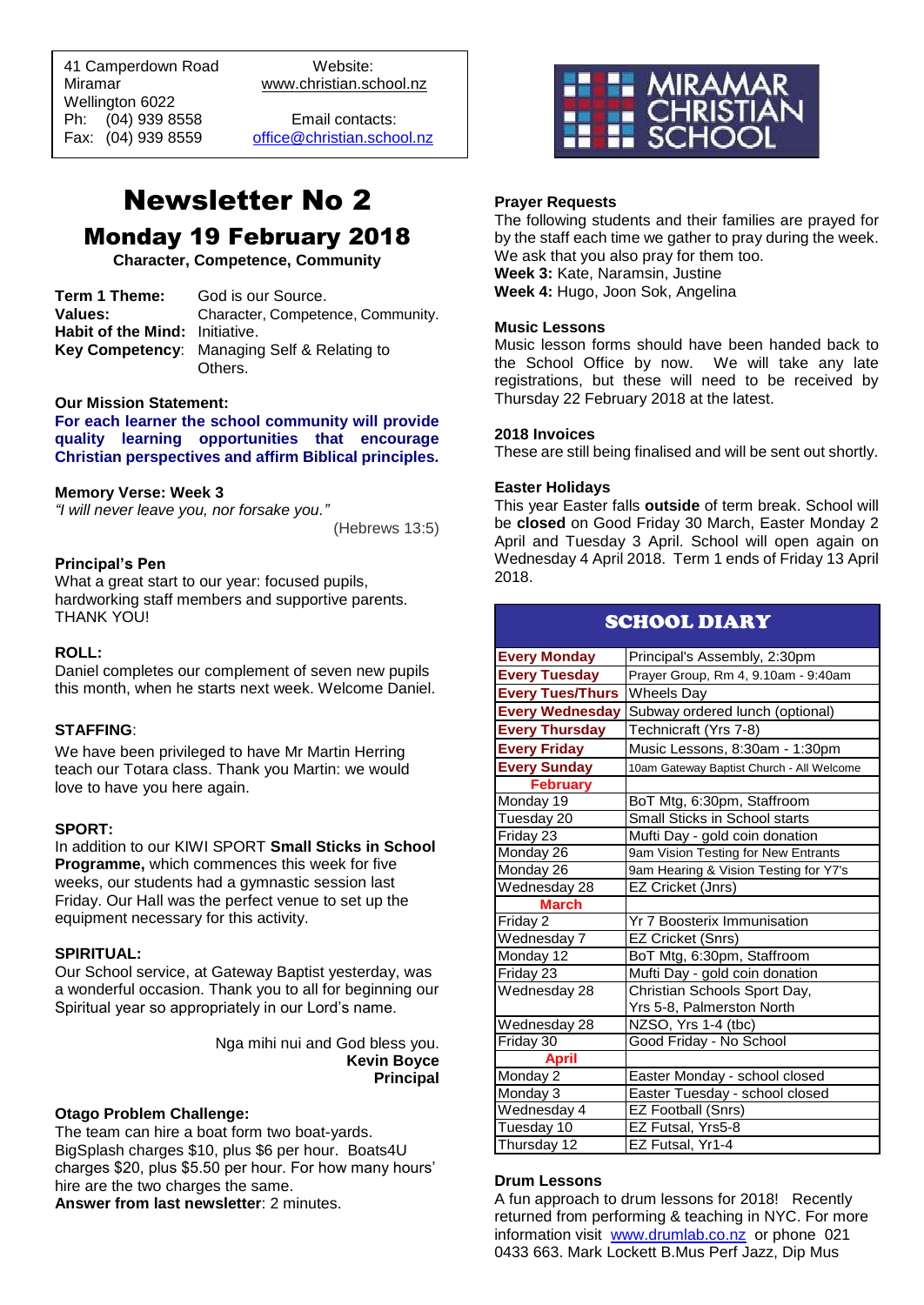41 Camperdown Road
Miramar
Wellington 6022
Ph: (04) 939 8558
Fax: (04) 939 8559

Website:
www.christian.school.nz

Email contacts:
office@christian.school.nz

MIRAMAR CHRISTIAN SCHOOL

# Newsletter No 2

## Monday 19 February 2018

**Character, Competence, Community**

**Term 1 Theme:** God is our Source.
**Values:** Character, Competence, Community.
**Habit of the Mind:** Initiative.
**Key Competency:** Managing Self & Relating to Others.

**Our Mission Statement:**
**For each learner the school community will provide quality learning opportunities that encourage Christian perspectives and affirm Biblical principles.**

**Memory Verse: Week 3**
*"I will never leave you, nor forsake you."*
(Hebrews 13:5)

### Principal's Pen

What a great start to our year: focused pupils, hardworking staff members and supportive parents. THANK YOU!

**ROLL:**
Daniel completes our complement of seven new pupils this month, when he starts next week. Welcome Daniel.

**STAFFING:**
We have been privileged to have Mr Martin Herring teach our Totara class. Thank you Martin: we would love to have you here again.

**SPORT:**
In addition to our KIWI SPORT **Small Sticks in School Programme,** which commences this week for five weeks, our students had a gymnastic session last Friday. Our Hall was the perfect venue to set up the equipment necessary for this activity.

**SPIRITUAL:**
Our School service, at Gateway Baptist yesterday, was a wonderful occasion. Thank you to all for beginning our Spiritual year so appropriately in our Lord's name.

Nga mihi nui and God bless you.
**Kevin Boyce**
**Principal**

### Otago Problem Challenge:

The team can hire a boat form two boat-yards. BigSplash charges $10, plus $6 per hour. Boats4U charges $20, plus $5.50 per hour. For how many hours' hire are the two charges the same.
**Answer from last newsletter**: 2 minutes.

### Prayer Requests

The following students and their families are prayed for by the staff each time we gather to pray during the week. We ask that you also pray for them too.
**Week 3:** Kate, Naramsin, Justine
**Week 4:** Hugo, Joon Sok, Angelina

### Music Lessons

Music lesson forms should have been handed back to the School Office by now. We will take any late registrations, but these will need to be received by Thursday 22 February 2018 at the latest.

### 2018 Invoices

These are still being finalised and will be sent out shortly.

### Easter Holidays

This year Easter falls **outside** of term break. School will be **closed** on Good Friday 30 March, Easter Monday 2 April and Tuesday 3 April. School will open again on Wednesday 4 April 2018. Term 1 ends of Friday 13 April 2018.

### SCHOOL DIARY

| | |
|---|---|
| **Every Monday** | Principal's Assembly, 2:30pm |
| **Every Tuesday** | Prayer Group, Rm 4, 9.10am - 9:40am |
| **Every Tues/Thurs** | Wheels Day |
| **Every Wednesday** | Subway ordered lunch (optional) |
| **Every Thursday** | Technicraft (Yrs 7-8) |
| **Every Friday** | Music Lessons, 8:30am - 1:30pm |
| **Every Sunday** | 10am Gateway Baptist Church - All Welcome |
| **February** | |
| Monday 19 | BoT Mtg, 6:30pm, Staffroom |
| Tuesday 20 | Small Sticks in School starts |
| Friday 23 | Mufti Day - gold coin donation |
| Monday 26 | 9am Vision Testing for New Entrants |
| Monday 26 | 9am Hearing & Vision Testing for Y7's |
| Wednesday 28 | EZ Cricket (Jnrs) |
| **March** | |
| Friday 2 | Yr 7 Boosterix Immunisation |
| Wednesday 7 | EZ Cricket (Snrs) |
| Monday 12 | BoT Mtg, 6:30pm, Staffroom |
| Friday 23 | Mufti Day - gold coin donation |
| Wednesday 28 | Christian Schools Sport Day, Yrs 5-8, Palmerston North |
| Wednesday 28 | NZSO, Yrs 1-4 (tbc) |
| Friday 30 | Good Friday - No School |
| **April** | |
| Monday 2 | Easter Monday - school closed |
| Monday 3 | Easter Tuesday - school closed |
| Wednesday 4 | EZ Football (Snrs) |
| Tuesday 10 | EZ Futsal, Yrs5-8 |
| Thursday 12 | EZ Futsal, Yr1-4 |

### Drum Lessons

A fun approach to drum lessons for 2018! Recently returned from performing & teaching in NYC. For more information visit www.drumlab.co.nz or phone 021 0433 663. Mark Lockett B.Mus Perf Jazz, Dip Mus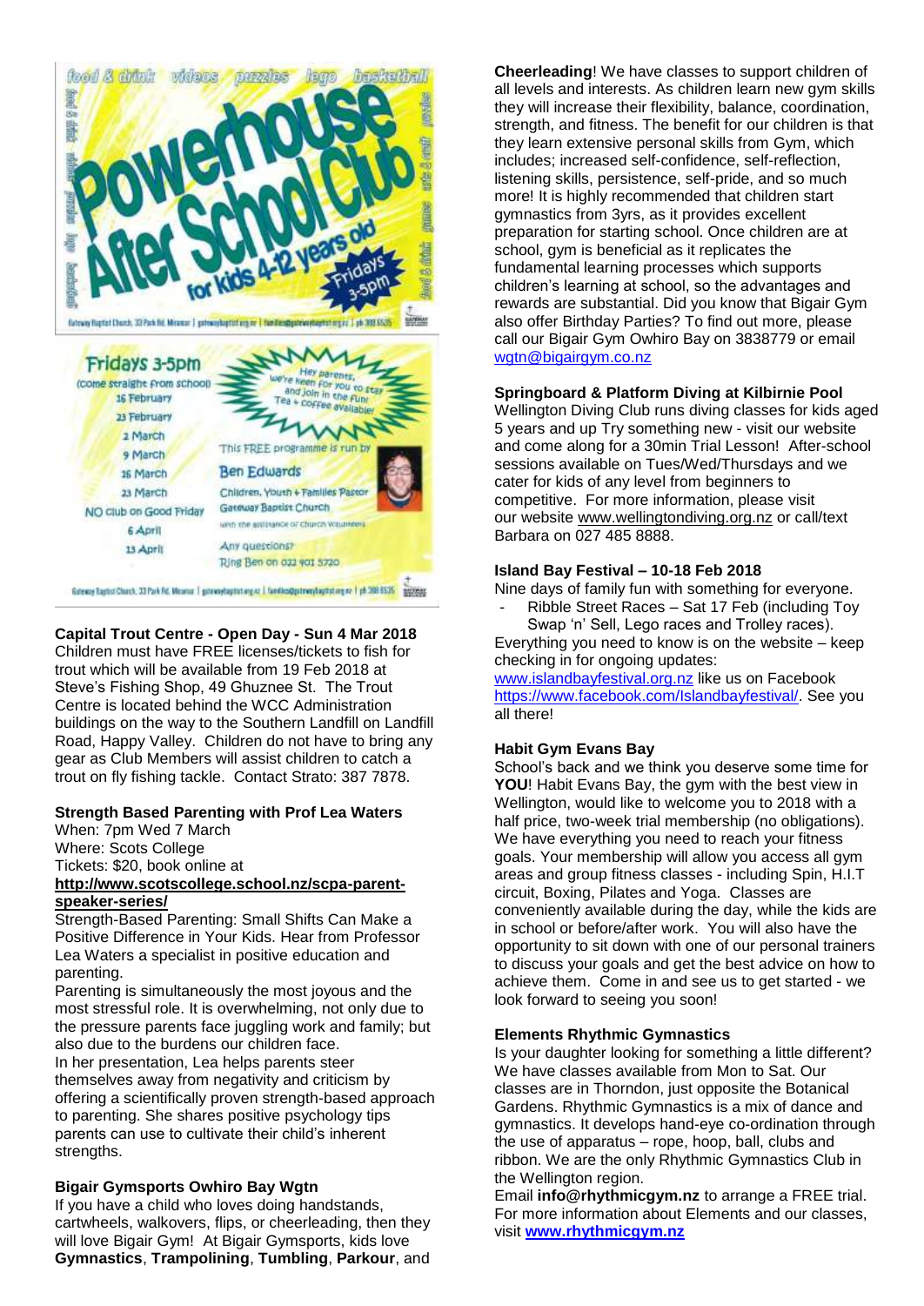food & drink videos puzzles lego basketball

# Powerhouse After School Club

for kids 4-12 years old

Fridays 3-5pm

Gateway Baptist Church, 33 Park Rd, Miramar | gatewaybaptist.org.nz | families@gatewaybaptist.org.nz | ph 388 8535

Fridays 3-5pm

(come straight from school)

16 February
23 February
2 March
9 March
16 March
23 March
NO club on Good Friday
6 April
13 April

Hey parents, we're keen for you to stay and join in the fun! Tea + coffee available!

This FREE programme is run by

Ben Edwards

Children, Youth + Families Pastor
Gateway Baptist Church
with the assistance of church volunteers

Any questions?
Ring Ben on 022 401 5720

Gateway Baptist Church, 33 Park Rd, Miramar | gatewaybaptist.org.nz | families@gatewaybaptist.org.nz | ph 388 8535

**Capital Trout Centre - Open Day - Sun 4 Mar 2018**
Children must have FREE licenses/tickets to fish for trout which will be available from 19 Feb 2018 at Steve's Fishing Shop, 49 Ghuznee St. The Trout Centre is located behind the WCC Administration buildings on the way to the Southern Landfill on Landfill Road, Happy Valley. Children do not have to bring any gear as Club Members will assist children to catch a trout on fly fishing tackle. Contact Strato: 387 7878.

**Strength Based Parenting with Prof Lea Waters**
When: 7pm Wed 7 March
Where: Scots College
Tickets: $20, book online at
**http://www.scotscollege.school.nz/scpa-parent-speaker-series/**
Strength-Based Parenting: Small Shifts Can Make a Positive Difference in Your Kids. Hear from Professor Lea Waters a specialist in positive education and parenting.
Parenting is simultaneously the most joyous and the most stressful role. It is overwhelming, not only due to the pressure parents face juggling work and family; but also due to the burdens our children face.
In her presentation, Lea helps parents steer themselves away from negativity and criticism by offering a scientifically proven strength-based approach to parenting. She shares positive psychology tips parents can use to cultivate their child's inherent strengths.

**Bigair Gymsports Owhiro Bay Wgtn**
If you have a child who loves doing handstands, cartwheels, walkovers, flips, or cheerleading, then they will love Bigair Gym! At Bigair Gymsports, kids love **Gymnastics**, **Trampolining**, **Tumbling**, **Parkour**, and **Cheerleading**! We have classes to support children of all levels and interests. As children learn new gym skills they will increase their flexibility, balance, coordination, strength, and fitness. The benefit for our children is that they learn extensive personal skills from Gym, which includes; increased self-confidence, self-reflection, listening skills, persistence, self-pride, and so much more! It is highly recommended that children start gymnastics from 3yrs, as it provides excellent preparation for starting school. Once children are at school, gym is beneficial as it replicates the fundamental learning processes which supports children's learning at school, so the advantages and rewards are substantial. Did you know that Bigair Gym also offer Birthday Parties? To find out more, please call our Bigair Gym Owhiro Bay on 3838779 or email wgtn@bigairgym.co.nz

**Springboard & Platform Diving at Kilbirnie Pool**
Wellington Diving Club runs diving classes for kids aged 5 years and up Try something new - visit our website and come along for a 30min Trial Lesson! After-school sessions available on Tues/Wed/Thursdays and we cater for kids of any level from beginners to competitive. For more information, please visit our website www.wellingtondiving.org.nz or call/text Barbara on 027 485 8888.

**Island Bay Festival – 10-18 Feb 2018**
Nine days of family fun with something for everyone.

- Ribble Street Races – Sat 17 Feb (including Toy Swap 'n' Sell, Lego races and Trolley races).

Everything you need to know is on the website – keep checking in for ongoing updates:
www.islandbayfestival.org.nz like us on Facebook https://www.facebook.com/Islandbayfestival/. See you all there!

**Habit Gym Evans Bay**
School's back and we think you deserve some time for **YOU**! Habit Evans Bay, the gym with the best view in Wellington, would like to welcome you to 2018 with a half price, two-week trial membership (no obligations). We have everything you need to reach your fitness goals. Your membership will allow you access all gym areas and group fitness classes - including Spin, H.I.T circuit, Boxing, Pilates and Yoga. Classes are conveniently available during the day, while the kids are in school or before/after work. You will also have the opportunity to sit down with one of our personal trainers to discuss your goals and get the best advice on how to achieve them. Come in and see us to get started - we look forward to seeing you soon!

**Elements Rhythmic Gymnastics**
Is your daughter looking for something a little different? We have classes available from Mon to Sat. Our classes are in Thorndon, just opposite the Botanical Gardens. Rhythmic Gymnastics is a mix of dance and gymnastics. It develops hand-eye co-ordination through the use of apparatus – rope, hoop, ball, clubs and ribbon. We are the only Rhythmic Gymnastics Club in the Wellington region.
Email **info@rhythmicgym.nz** to arrange a FREE trial. For more information about Elements and our classes, visit **www.rhythmicgym.nz**